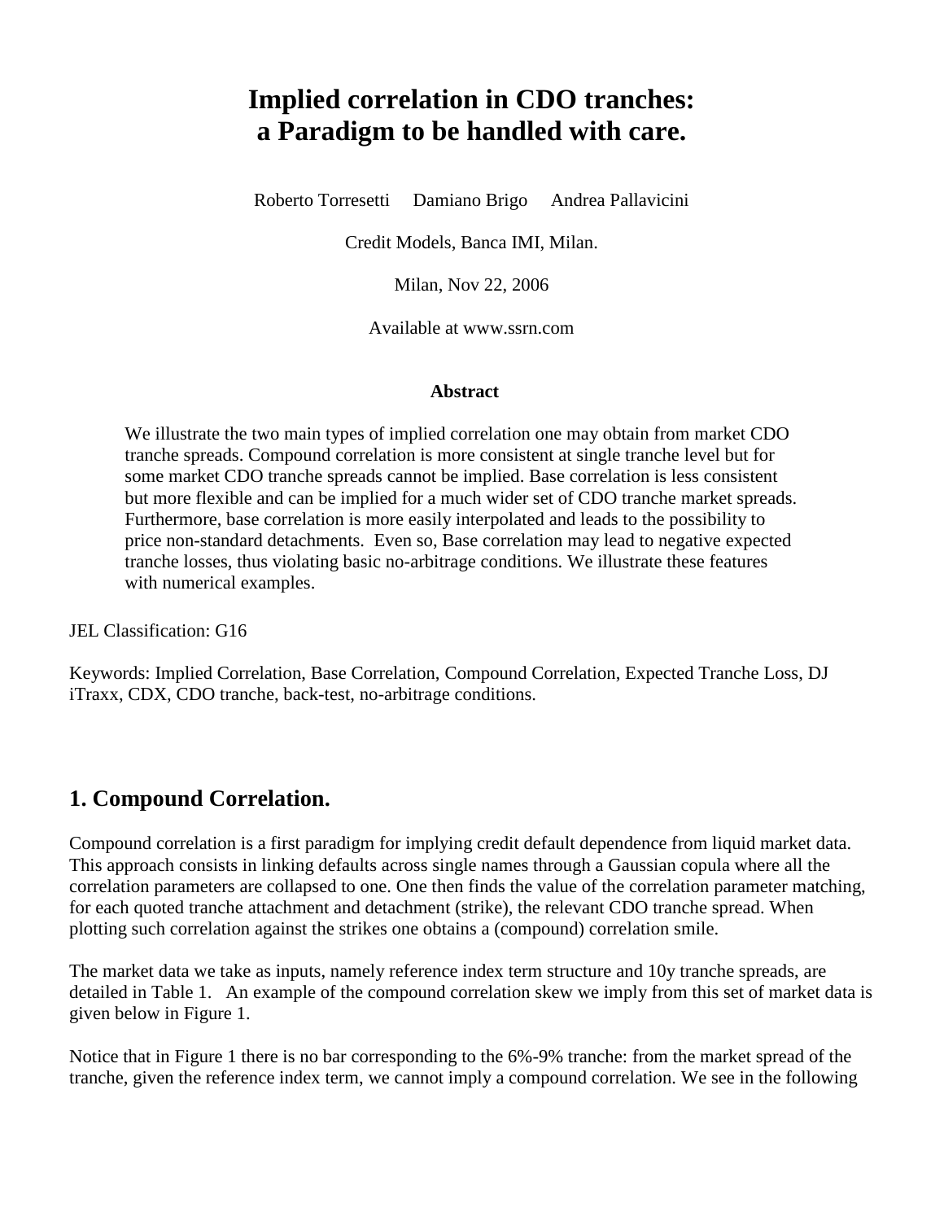# Implied correlation in CDO tranches: a Paradigm to be handled with care.

Roberto Torresetti  Damiano Brigo  Andrea Pallavicini

Credit Models, Banca IMI, Milan.

Milan, Nov 22, 2006

Available at www.ssrn.com

### Abstract

We illustrate the two main types of implied correlation one may obtain from market CDO tranche spreads. Compound correlation is more consistent at single tranche level but for some market CDO tranche spreads cannot be implied. Base correlation is less consistent but more flexible and can be implied for a much wider set of CDO tranche market spreads. Furthermore, base correlation is more easily interpolated and leads to the possibility to price non-standard detachments. Even so, Base correlation may lead to negative expected tranche losses, thus violating basic no-arbitrage conditions. We illustrate these features with numerical examples.

JEL Classification: G16

Keywords: Implied Correlation, Base Correlation, Compound Correlation, Expected Tranche Loss, DJ iTraxx, CDX, CDO tranche, back-test, no-arbitrage conditions.

## 1. Compound Correlation.

Compound correlation is a first paradigm for implying credit default dependence from liquid market data. This approach consists in linking defaults across single names through a Gaussian copula where all the correlation parameters are collapsed to one. One then finds the value of the correlation parameter matching, for each quoted tranche attachment and detachment (strike), the relevant CDO tranche spread. When plotting such correlation against the strikes one obtains a (compound) correlation smile.

The market data we take as inputs, namely reference index term structure and 10y tranche spreads, are detailed in Table 1. An example of the compound correlation skew we imply from this set of market data is given below in Figure 1.

Notice that in Figure 1 there is no bar corresponding to the 6%-9% tranche: from the market spread of the tranche, given the reference index term, we cannot imply a compound correlation. We see in the following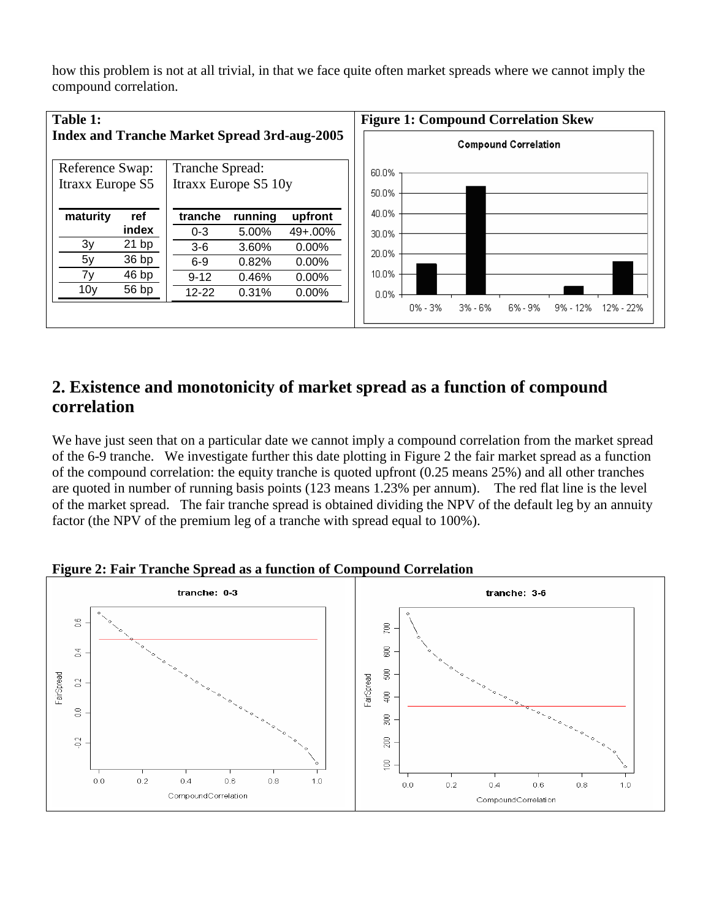how this problem is not at all trivial, in that we face quite often market spreads where we cannot imply the compound correlation.

**Table 1:**
**Index and Tranche Market Spread 3rd-aug-2005**

| Reference Swap: Itraxx Europe S5 | | Tranche Spread: Itraxx Europe S5 10y | | |
|---|---|---|---|---|
| maturity | ref index | tranche | running | upfront |
| 3y | 21 bp | 0-3 | 5.00% | 49+.00% |
| 5y | 36 bp | 3-6 | 3.60% | 0.00% |
| 7y | 46 bp | 6-9 | 0.82% | 0.00% |
| 10y | 56 bp | 9-12 | 0.46% | 0.00% |
| | | 12-22 | 0.31% | 0.00% |

**Figure 1: Compound Correlation Skew**

## 2. Existence and monotonicity of market spread as a function of compound correlation

We have just seen that on a particular date we cannot imply a compound correlation from the market spread of the 6-9 tranche. We investigate further this date plotting in Figure 2 the fair market spread as a function of the compound correlation: the equity tranche is quoted upfront (0.25 means 25%) and all other tranches are quoted in number of running basis points (123 means 1.23% per annum). The red flat line is the level of the market spread. The fair tranche spread is obtained dividing the NPV of the default leg by an annuity factor (the NPV of the premium leg of a tranche with spread equal to 100%).

**Figure 2: Fair Tranche Spread as a function of Compound Correlation**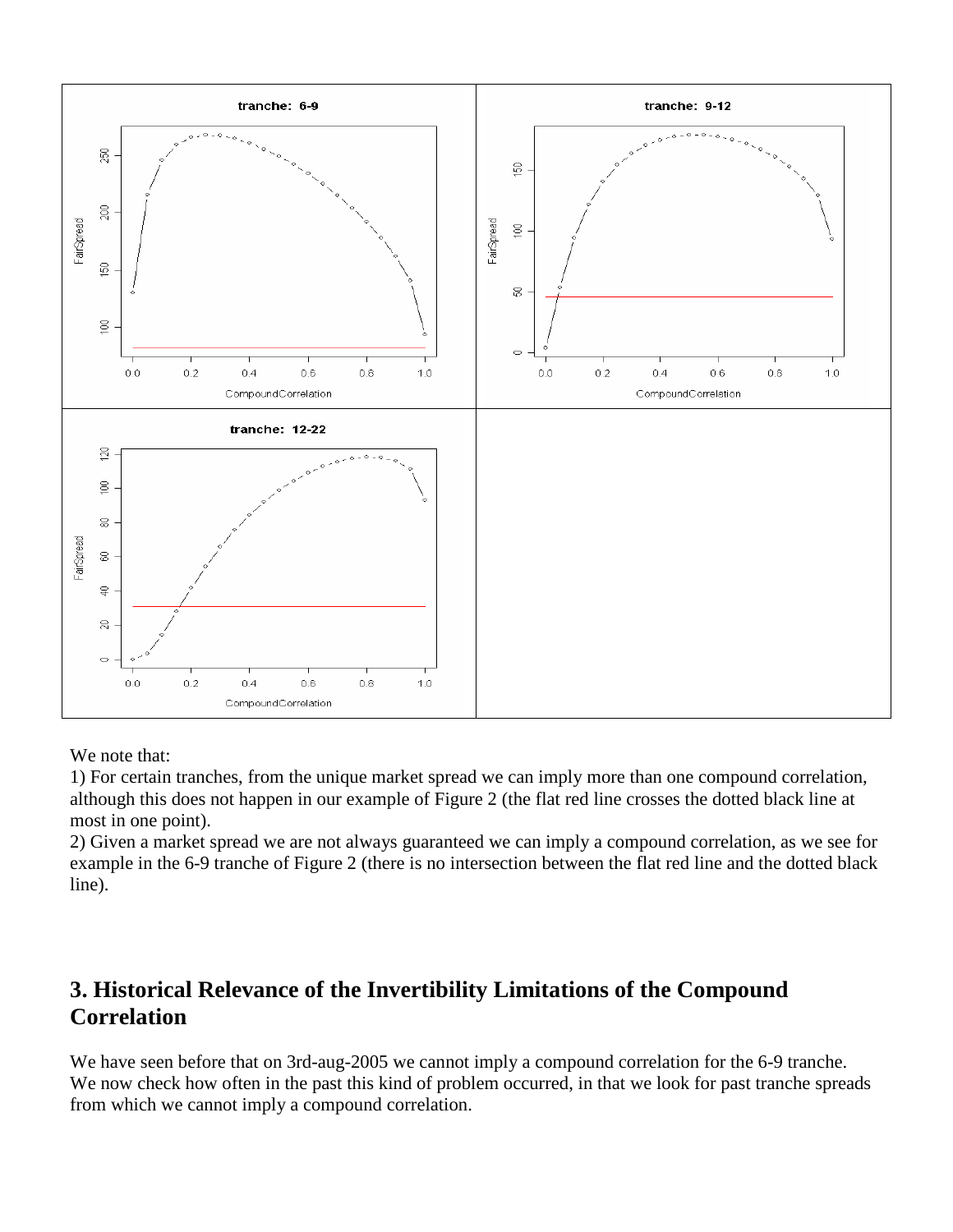We note that:

1) For certain tranches, from the unique market spread we can imply more than one compound correlation, although this does not happen in our example of Figure 2 (the flat red line crosses the dotted black line at most in one point).

2) Given a market spread we are not always guaranteed we can imply a compound correlation, as we see for example in the 6-9 tranche of Figure 2 (there is no intersection between the flat red line and the dotted black line).

## 3. Historical Relevance of the Invertibility Limitations of the Compound Correlation

We have seen before that on 3rd-aug-2005 we cannot imply a compound correlation for the 6-9 tranche. We now check how often in the past this kind of problem occurred, in that we look for past tranche spreads from which we cannot imply a compound correlation.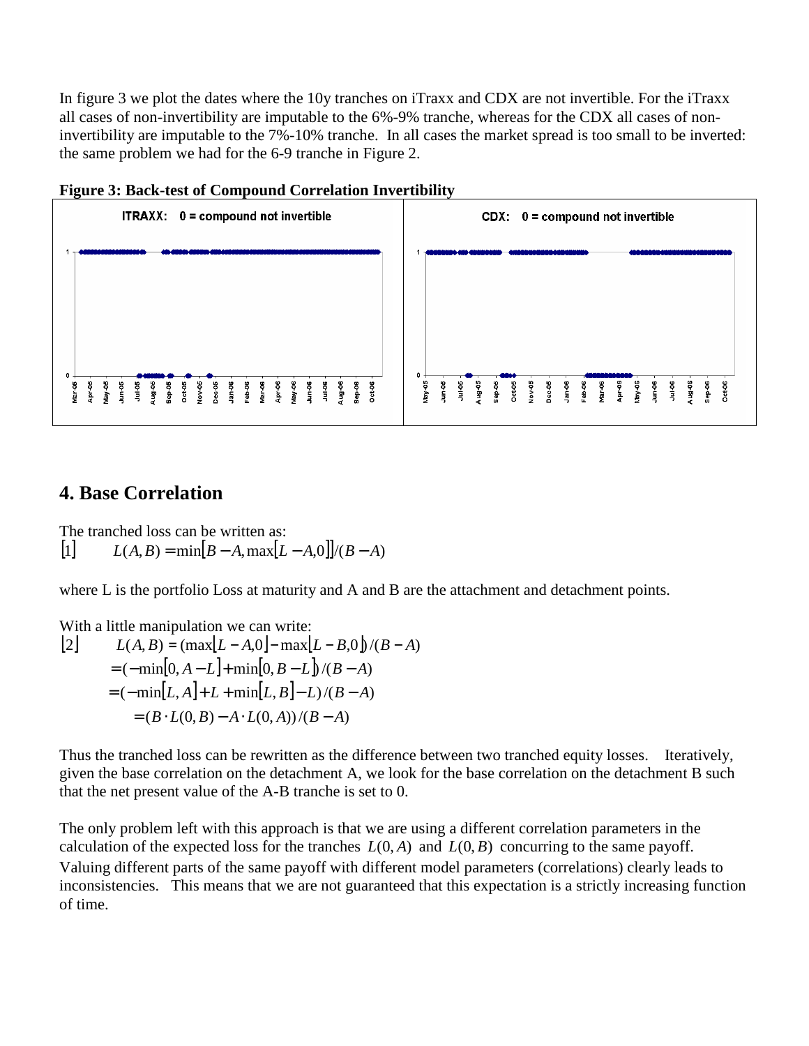In figure 3 we plot the dates where the 10y tranches on iTraxx and CDX are not invertible. For the iTraxx all cases of non-invertibility are imputable to the 6%-9% tranche, whereas for the CDX all cases of non-invertibility are imputable to the 7%-10% tranche. In all cases the market spread is too small to be inverted: the same problem we had for the 6-9 tranche in Figure 2.

**Figure 3: Back-test of Compound Correlation Invertibility**

## 4. Base Correlation

The tranched loss can be written as:

$$[1] \qquad L(A,B) = \min[B - A, \max[L - A, 0]]/(B - A)$$

where L is the portfolio Loss at maturity and A and B are the attachment and detachment points.

With a little manipulation we can write:

$$
\begin{aligned}
[2] \qquad L(A,B) &= (\max[L - A, 0] - \max[L - B, 0])/(B - A) \\
&= (-\min[0, A - L] + \min[0, B - L])/(B - A) \\
&= (-\min[L, A] + L + \min[L, B] - L)/(B - A) \\
&= (B \cdot L(0,B) - A \cdot L(0,A))/(B - A)
\end{aligned}
$$

Thus the tranched loss can be rewritten as the difference between two tranched equity losses. Iteratively, given the base correlation on the detachment A, we look for the base correlation on the detachment B such that the net present value of the A-B tranche is set to 0.

The only problem left with this approach is that we are using a different correlation parameters in the calculation of the expected loss for the tranches $L(0, A)$ and $L(0, B)$ concurring to the same payoff. Valuing different parts of the same payoff with different model parameters (correlations) clearly leads to inconsistencies. This means that we are not guaranteed that this expectation is a strictly increasing function of time.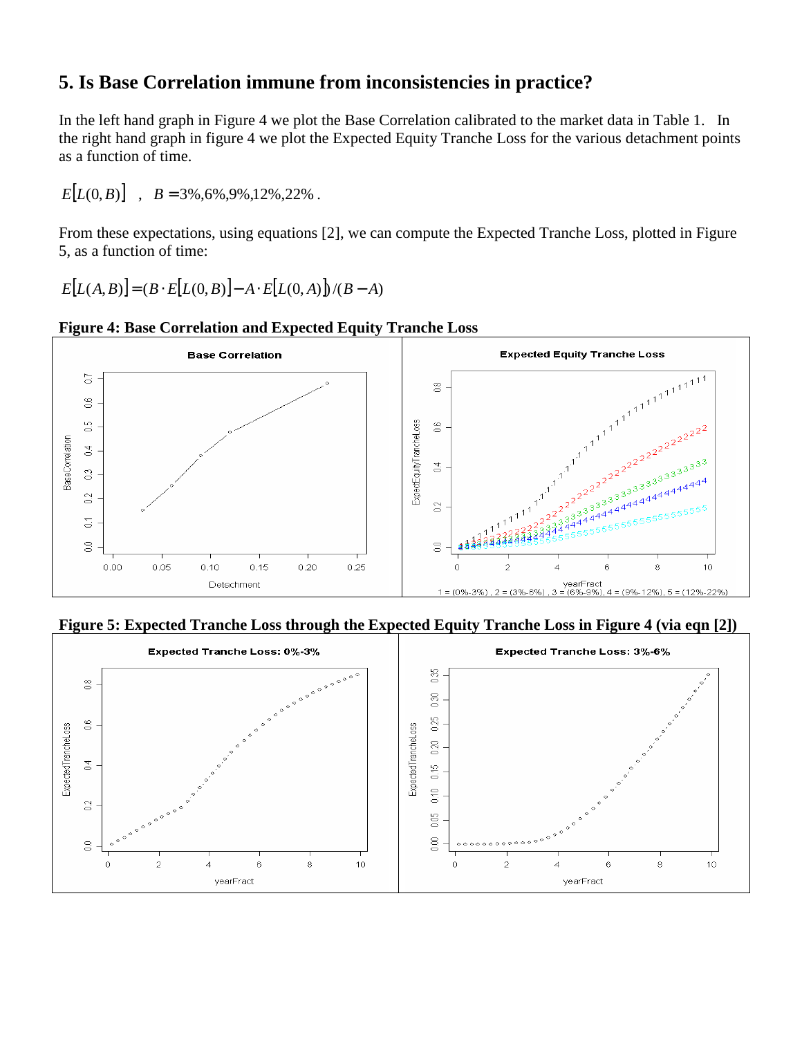## 5. Is Base Correlation immune from inconsistencies in practice?

In the left hand graph in Figure 4 we plot the Base Correlation calibrated to the market data in Table 1. In the right hand graph in figure 4 we plot the Expected Equity Tranche Loss for the various detachment points as a function of time.

$$E[L(0,B)] \quad , \quad B = 3\%, 6\%, 9\%, 12\%, 22\% .$$

From these expectations, using equations [2], we can compute the Expected Tranche Loss, plotted in Figure 5, as a function of time:

$$E[L(A,B)] = (B \cdot E[L(0,B)] - A \cdot E[L(0,A)]) / (B - A)$$

**Figure 4: Base Correlation and Expected Equity Tranche Loss**

**Figure 5: Expected Tranche Loss through the Expected Equity Tranche Loss in Figure 4 (via eqn [2])**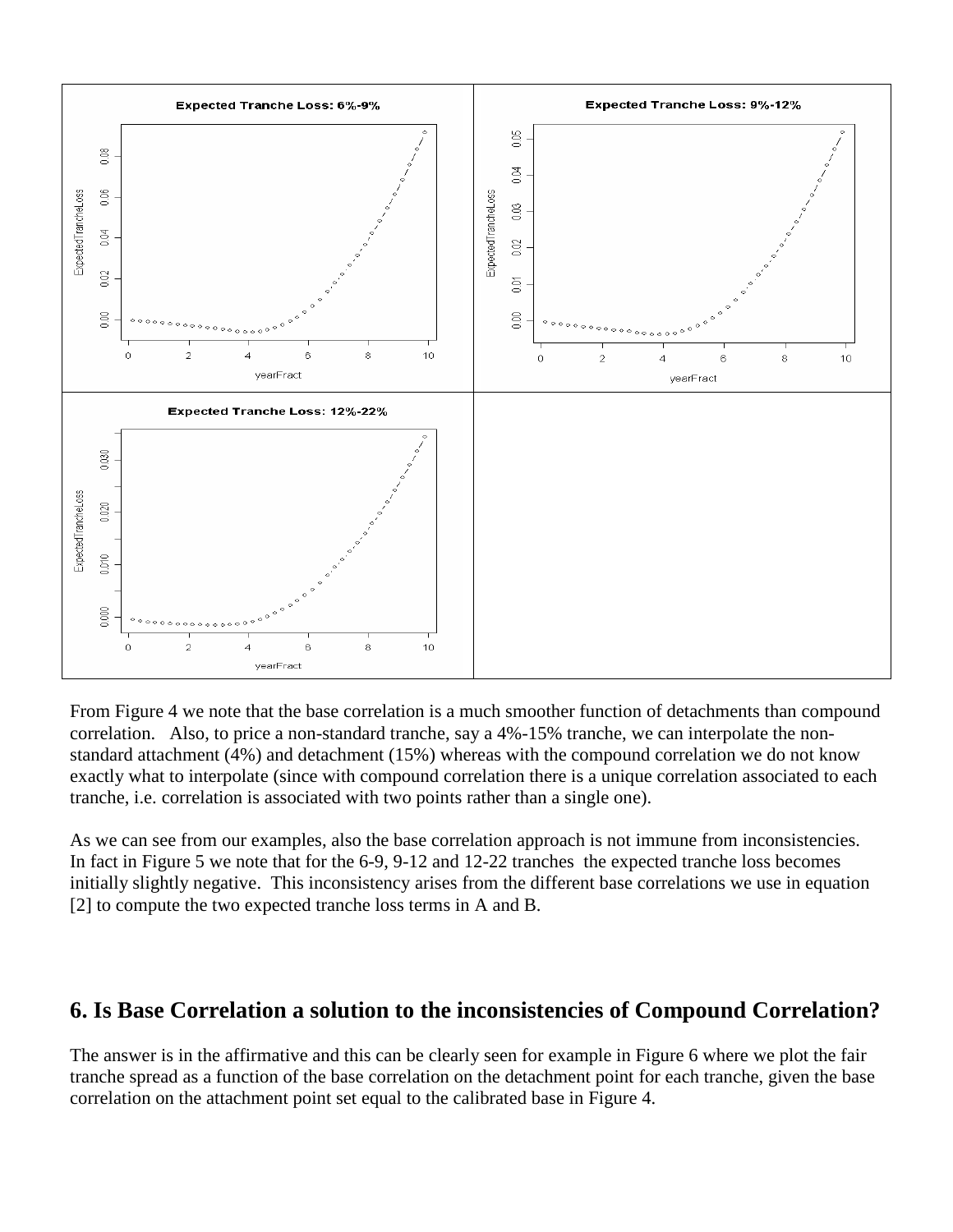From Figure 4 we note that the base correlation is a much smoother function of detachments than compound correlation. Also, to price a non-standard tranche, say a 4%-15% tranche, we can interpolate the non-standard attachment (4%) and detachment (15%) whereas with the compound correlation we do not know exactly what to interpolate (since with compound correlation there is a unique correlation associated to each tranche, i.e. correlation is associated with two points rather than a single one).

As we can see from our examples, also the base correlation approach is not immune from inconsistencies. In fact in Figure 5 we note that for the 6-9, 9-12 and 12-22 tranches the expected tranche loss becomes initially slightly negative. This inconsistency arises from the different base correlations we use in equation [2] to compute the two expected tranche loss terms in A and B.

## 6. Is Base Correlation a solution to the inconsistencies of Compound Correlation?

The answer is in the affirmative and this can be clearly seen for example in Figure 6 where we plot the fair tranche spread as a function of the base correlation on the detachment point for each tranche, given the base correlation on the attachment point set equal to the calibrated base in Figure 4.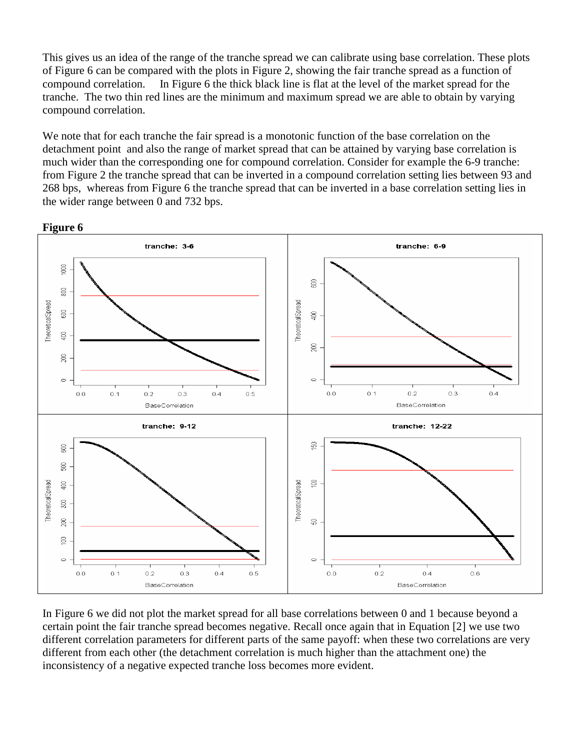This gives us an idea of the range of the tranche spread we can calibrate using base correlation. These plots of Figure 6 can be compared with the plots in Figure 2, showing the fair tranche spread as a function of compound correlation. In Figure 6 the thick black line is flat at the level of the market spread for the tranche. The two thin red lines are the minimum and maximum spread we are able to obtain by varying compound correlation.

We note that for each tranche the fair spread is a monotonic function of the base correlation on the detachment point and also the range of market spread that can be attained by varying base correlation is much wider than the corresponding one for compound correlation. Consider for example the 6-9 tranche: from Figure 2 the tranche spread that can be inverted in a compound correlation setting lies between 93 and 268 bps, whereas from Figure 6 the tranche spread that can be inverted in a base correlation setting lies in the wider range between 0 and 732 bps.

**Figure 6**

In Figure 6 we did not plot the market spread for all base correlations between 0 and 1 because beyond a certain point the fair tranche spread becomes negative. Recall once again that in Equation [2] we use two different correlation parameters for different parts of the same payoff: when these two correlations are very different from each other (the detachment correlation is much higher than the attachment one) the inconsistency of a negative expected tranche loss becomes more evident.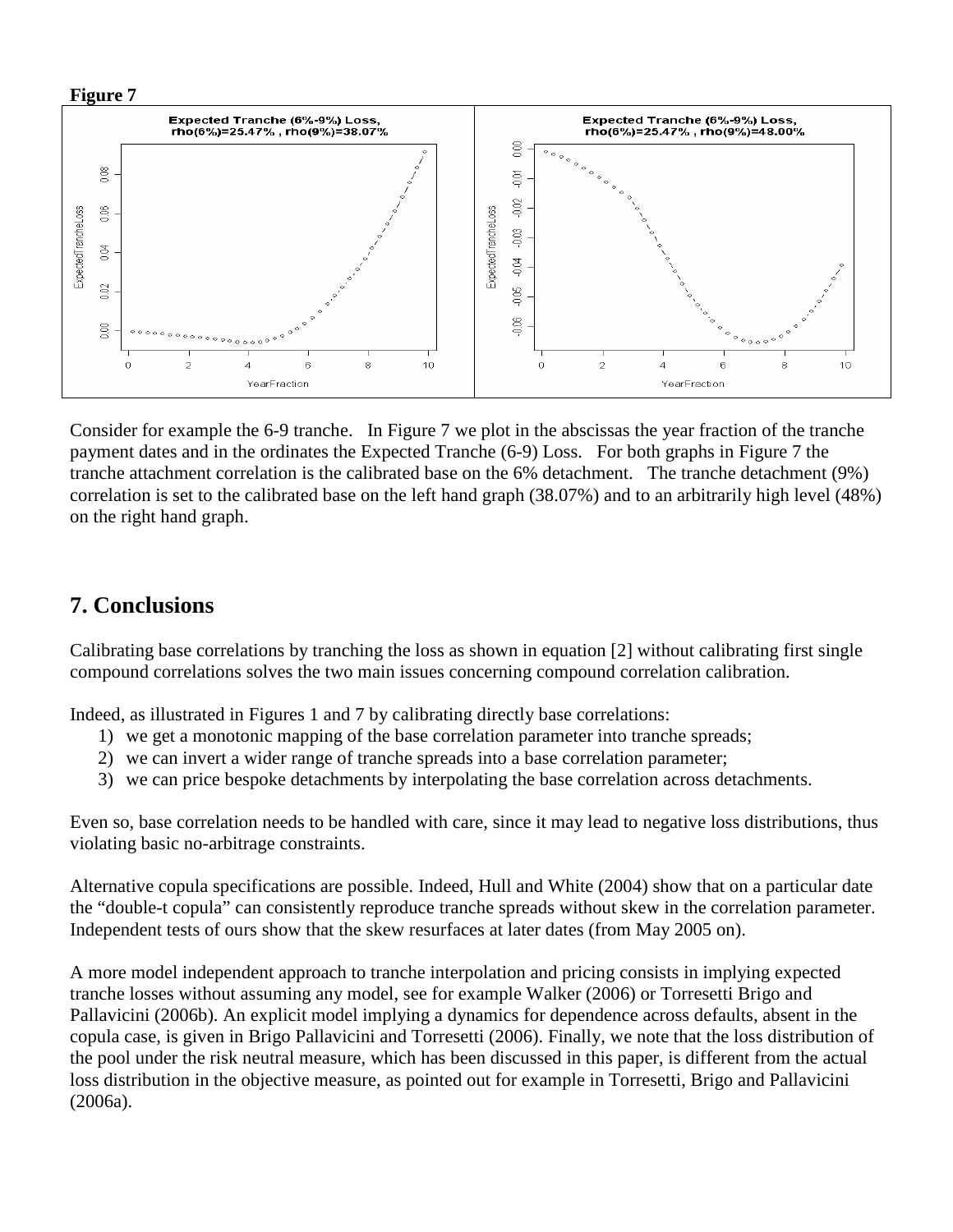**Figure 7**

Consider for example the 6-9 tranche. In Figure 7 we plot in the abscissas the year fraction of the tranche payment dates and in the ordinates the Expected Tranche (6-9) Loss. For both graphs in Figure 7 the tranche attachment correlation is the calibrated base on the 6% detachment. The tranche detachment (9%) correlation is set to the calibrated base on the left hand graph (38.07%) and to an arbitrarily high level (48%) on the right hand graph.

## 7. Conclusions

Calibrating base correlations by tranching the loss as shown in equation [2] without calibrating first single compound correlations solves the two main issues concerning compound correlation calibration.

Indeed, as illustrated in Figures 1 and 7 by calibrating directly base correlations:

1) we get a monotonic mapping of the base correlation parameter into tranche spreads;
2) we can invert a wider range of tranche spreads into a base correlation parameter;
3) we can price bespoke detachments by interpolating the base correlation across detachments.

Even so, base correlation needs to be handled with care, since it may lead to negative loss distributions, thus violating basic no-arbitrage constraints.

Alternative copula specifications are possible. Indeed, Hull and White (2004) show that on a particular date the "double-t copula" can consistently reproduce tranche spreads without skew in the correlation parameter. Independent tests of ours show that the skew resurfaces at later dates (from May 2005 on).

A more model independent approach to tranche interpolation and pricing consists in implying expected tranche losses without assuming any model, see for example Walker (2006) or Torresetti Brigo and Pallavicini (2006b). An explicit model implying a dynamics for dependence across defaults, absent in the copula case, is given in Brigo Pallavicini and Torresetti (2006). Finally, we note that the loss distribution of the pool under the risk neutral measure, which has been discussed in this paper, is different from the actual loss distribution in the objective measure, as pointed out for example in Torresetti, Brigo and Pallavicini (2006a).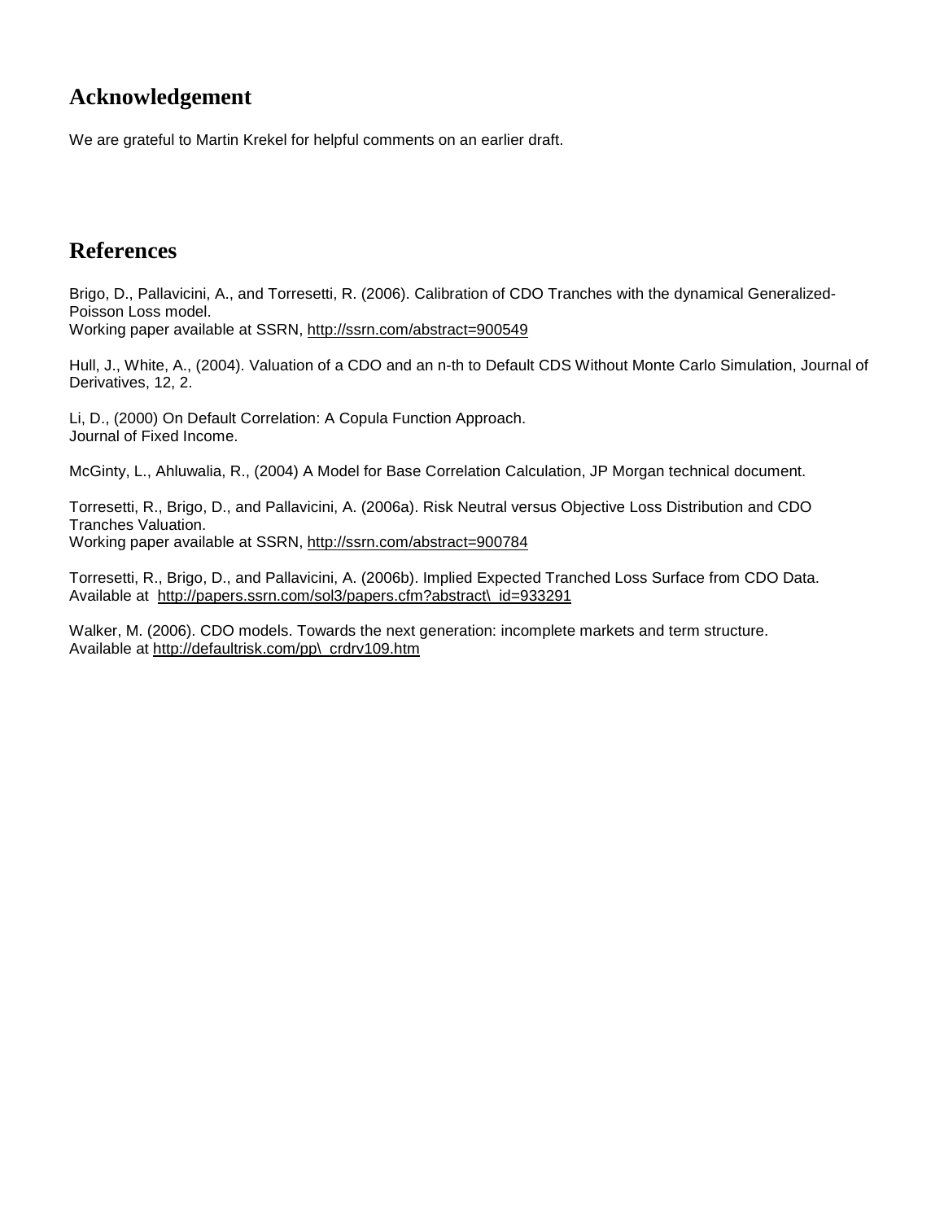## Acknowledgement

We are grateful to Martin Krekel for helpful comments on an earlier draft.

## References

Brigo, D., Pallavicini, A., and Torresetti, R. (2006). Calibration of CDO Tranches with the dynamical Generalized-Poisson Loss model.
Working paper available at SSRN, http://ssrn.com/abstract=900549

Hull, J., White, A., (2004). Valuation of a CDO and an n-th to Default CDS Without Monte Carlo Simulation, Journal of Derivatives, 12, 2.

Li, D., (2000) On Default Correlation: A Copula Function Approach.
Journal of Fixed Income.

McGinty, L., Ahluwalia, R., (2004) A Model for Base Correlation Calculation, JP Morgan technical document.

Torresetti, R., Brigo, D., and Pallavicini, A. (2006a). Risk Neutral versus Objective Loss Distribution and CDO Tranches Valuation.
Working paper available at SSRN, http://ssrn.com/abstract=900784

Torresetti, R., Brigo, D., and Pallavicini, A. (2006b). Implied Expected Tranched Loss Surface from CDO Data.
Available at http://papers.ssrn.com/sol3/papers.cfm?abstract\_id=933291

Walker, M. (2006). CDO models. Towards the next generation: incomplete markets and term structure.
Available at http://defaultrisk.com/pp\_crdrv109.htm